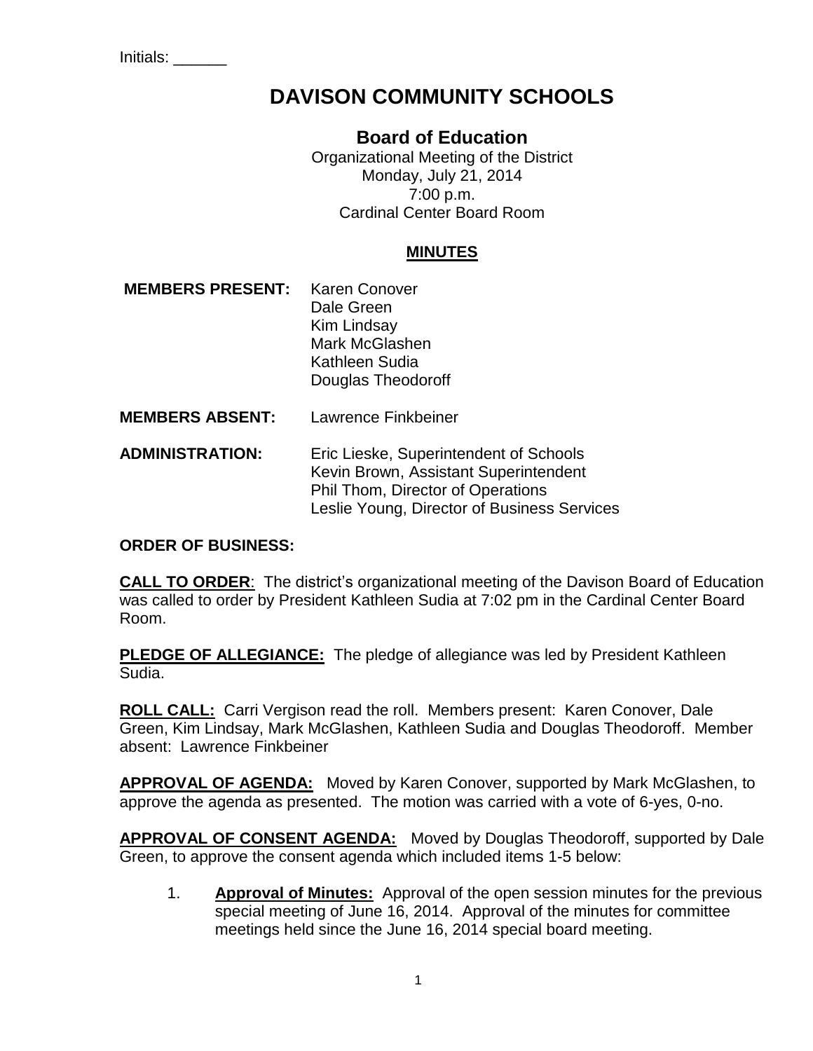Initials: ______

# DAVISON COMMUNITY SCHOOLS

## Board of Education

Organizational Meeting of the District
Monday, July 21, 2014
7:00 p.m.
Cardinal Center Board Room

**MINUTES**

**MEMBERS PRESENT:** Karen Conover
Dale Green
Kim Lindsay
Mark McGlashen
Kathleen Sudia
Douglas Theodoroff

**MEMBERS ABSENT:** Lawrence Finkbeiner

**ADMINISTRATION:** Eric Lieske, Superintendent of Schools
Kevin Brown, Assistant Superintendent
Phil Thom, Director of Operations
Leslie Young, Director of Business Services

**ORDER OF BUSINESS:**

**CALL TO ORDER**: The district's organizational meeting of the Davison Board of Education was called to order by President Kathleen Sudia at 7:02 pm in the Cardinal Center Board Room.

**PLEDGE OF ALLEGIANCE:** The pledge of allegiance was led by President Kathleen Sudia.

**ROLL CALL:** Carri Vergison read the roll. Members present: Karen Conover, Dale Green, Kim Lindsay, Mark McGlashen, Kathleen Sudia and Douglas Theodoroff. Member absent: Lawrence Finkbeiner

**APPROVAL OF AGENDA:** Moved by Karen Conover, supported by Mark McGlashen, to approve the agenda as presented. The motion was carried with a vote of 6-yes, 0-no.

**APPROVAL OF CONSENT AGENDA:** Moved by Douglas Theodoroff, supported by Dale Green, to approve the consent agenda which included items 1-5 below:

1. **Approval of Minutes:** Approval of the open session minutes for the previous special meeting of June 16, 2014. Approval of the minutes for committee meetings held since the June 16, 2014 special board meeting.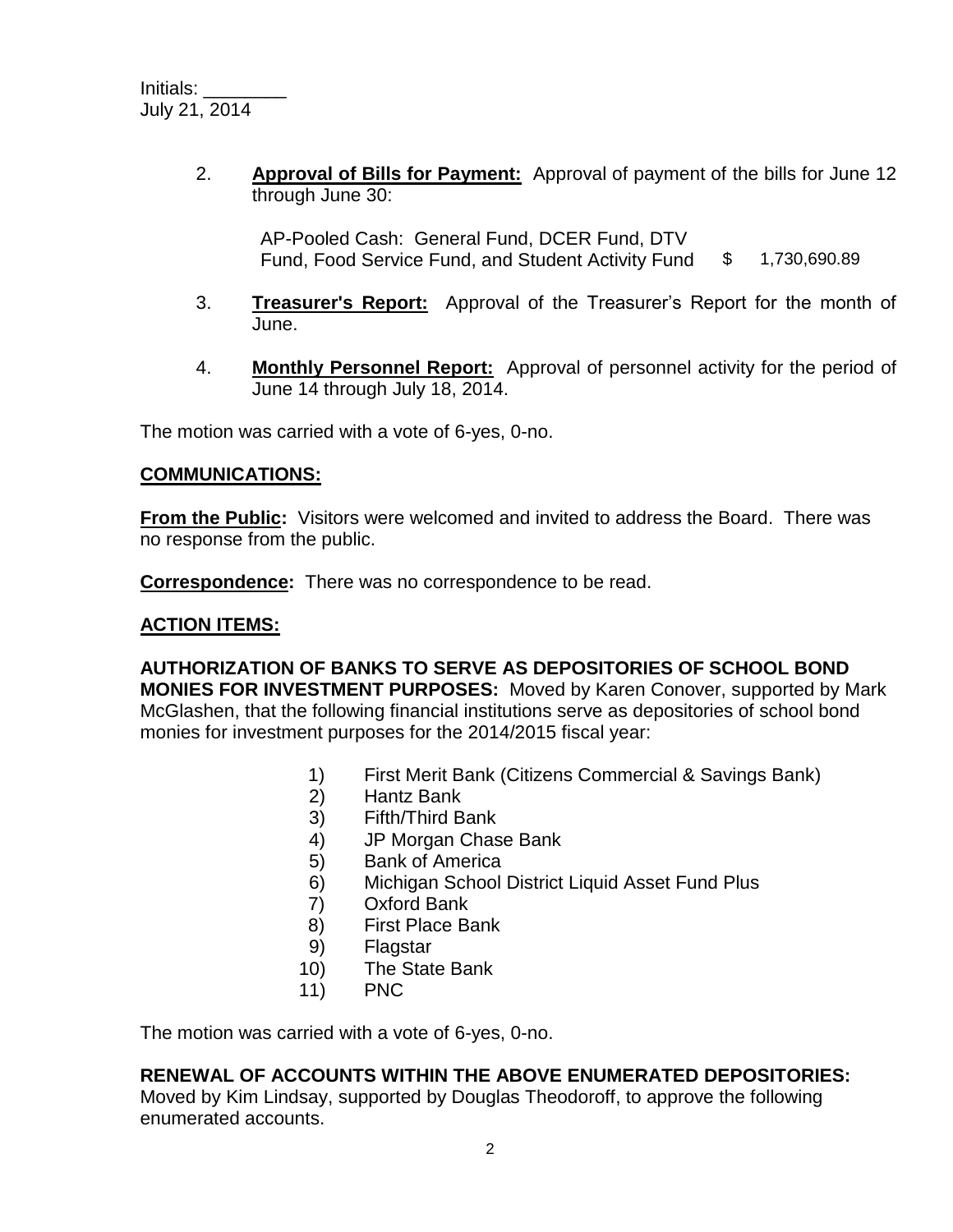2. **Approval of Bills for Payment:** Approval of payment of the bills for June 12 through June 30:

   | | |
   |---|---|
   | AP-Pooled Cash: General Fund, DCER Fund, DTV Fund, Food Service Fund, and Student Activity Fund | $ 1,730,690.89 |

3. **Treasurer's Report:** Approval of the Treasurer's Report for the month of June.

4. **Monthly Personnel Report:** Approval of personnel activity for the period of June 14 through July 18, 2014.

The motion was carried with a vote of 6-yes, 0-no.

## COMMUNICATIONS:

**From the Public:** Visitors were welcomed and invited to address the Board. There was no response from the public.

**Correspondence:** There was no correspondence to be read.

## ACTION ITEMS:

**AUTHORIZATION OF BANKS TO SERVE AS DEPOSITORIES OF SCHOOL BOND MONIES FOR INVESTMENT PURPOSES:** Moved by Karen Conover, supported by Mark McGlashen, that the following financial institutions serve as depositories of school bond monies for investment purposes for the 2014/2015 fiscal year:

1) First Merit Bank (Citizens Commercial & Savings Bank)
2) Hantz Bank
3) Fifth/Third Bank
4) JP Morgan Chase Bank
5) Bank of America
6) Michigan School District Liquid Asset Fund Plus
7) Oxford Bank
8) First Place Bank
9) Flagstar
10) The State Bank
11) PNC

The motion was carried with a vote of 6-yes, 0-no.

**RENEWAL OF ACCOUNTS WITHIN THE ABOVE ENUMERATED DEPOSITORIES:** Moved by Kim Lindsay, supported by Douglas Theodoroff, to approve the following enumerated accounts.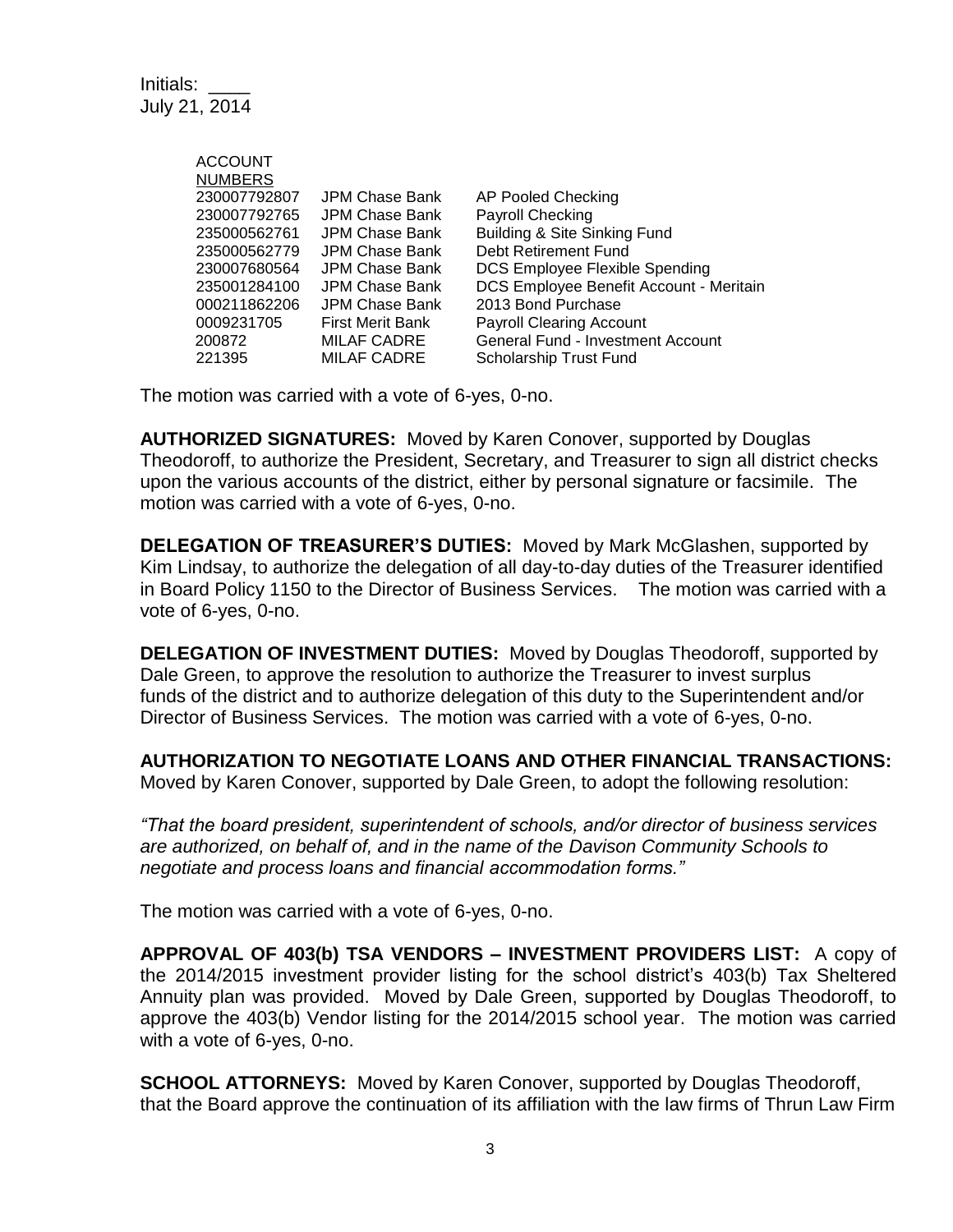Initials: ____
July 21, 2014

| ACCOUNT NUMBERS | | |
|---|---|---|
| 230007792807 | JPM Chase Bank | AP Pooled Checking |
| 230007792765 | JPM Chase Bank | Payroll Checking |
| 235000562761 | JPM Chase Bank | Building & Site Sinking Fund |
| 235000562779 | JPM Chase Bank | Debt Retirement Fund |
| 230007680564 | JPM Chase Bank | DCS Employee Flexible Spending |
| 235001284100 | JPM Chase Bank | DCS Employee Benefit Account - Meritain |
| 000211862206 | JPM Chase Bank | 2013 Bond Purchase |
| 0009231705 | First Merit Bank | Payroll Clearing Account |
| 200872 | MILAF CADRE | General Fund - Investment Account |
| 221395 | MILAF CADRE | Scholarship Trust Fund |

The motion was carried with a vote of 6-yes, 0-no.

**AUTHORIZED SIGNATURES:** Moved by Karen Conover, supported by Douglas Theodoroff, to authorize the President, Secretary, and Treasurer to sign all district checks upon the various accounts of the district, either by personal signature or facsimile. The motion was carried with a vote of 6-yes, 0-no.

**DELEGATION OF TREASURER'S DUTIES:** Moved by Mark McGlashen, supported by Kim Lindsay, to authorize the delegation of all day-to-day duties of the Treasurer identified in Board Policy 1150 to the Director of Business Services. The motion was carried with a vote of 6-yes, 0-no.

**DELEGATION OF INVESTMENT DUTIES:** Moved by Douglas Theodoroff, supported by Dale Green, to approve the resolution to authorize the Treasurer to invest surplus funds of the district and to authorize delegation of this duty to the Superintendent and/or Director of Business Services. The motion was carried with a vote of 6-yes, 0-no.

**AUTHORIZATION TO NEGOTIATE LOANS AND OTHER FINANCIAL TRANSACTIONS:** Moved by Karen Conover, supported by Dale Green, to adopt the following resolution:

*"That the board president, superintendent of schools, and/or director of business services are authorized, on behalf of, and in the name of the Davison Community Schools to negotiate and process loans and financial accommodation forms."*

The motion was carried with a vote of 6-yes, 0-no.

**APPROVAL OF 403(b) TSA VENDORS – INVESTMENT PROVIDERS LIST:** A copy of the 2014/2015 investment provider listing for the school district's 403(b) Tax Sheltered Annuity plan was provided. Moved by Dale Green, supported by Douglas Theodoroff, to approve the 403(b) Vendor listing for the 2014/2015 school year. The motion was carried with a vote of 6-yes, 0-no.

**SCHOOL ATTORNEYS:** Moved by Karen Conover, supported by Douglas Theodoroff, that the Board approve the continuation of its affiliation with the law firms of Thrun Law Firm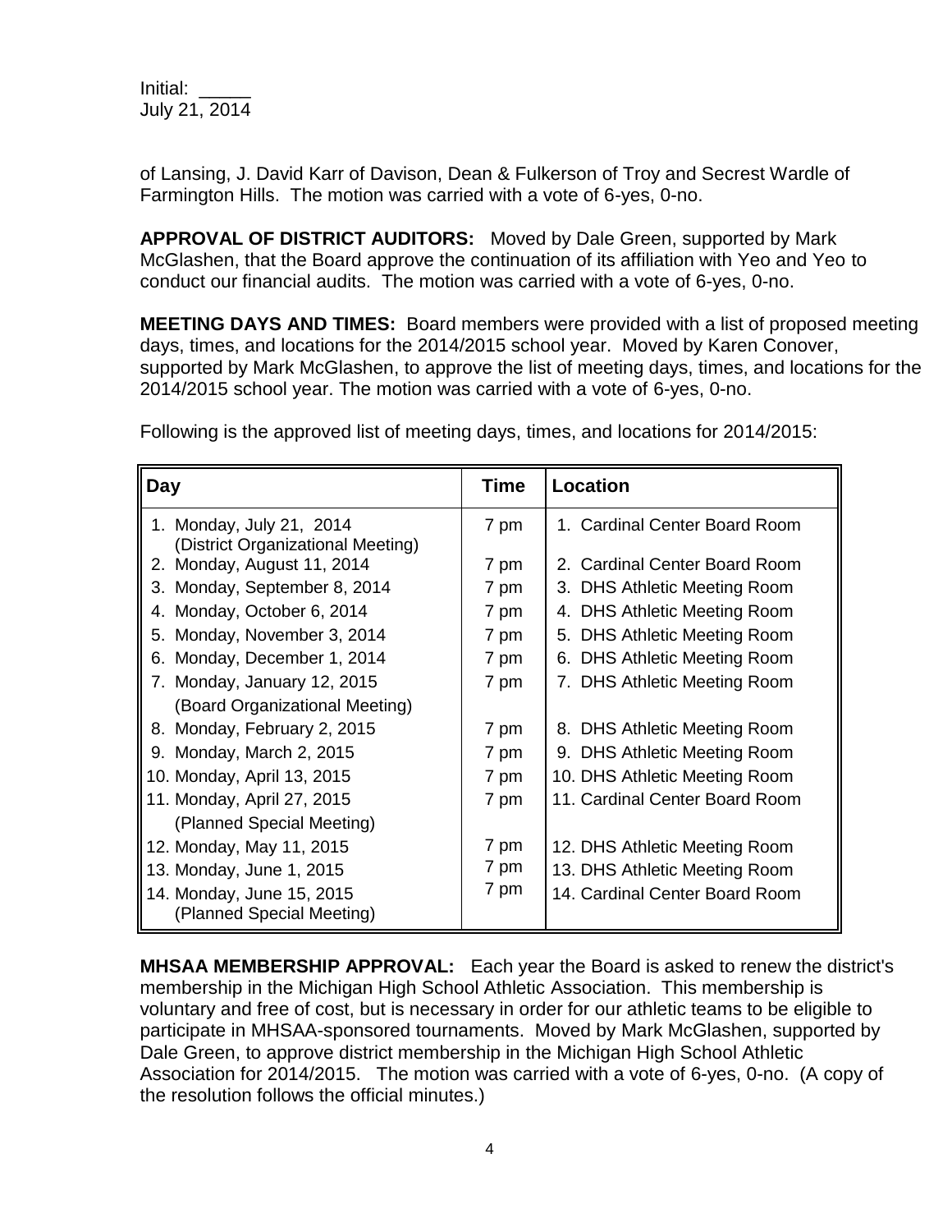Initial: _____
July 21, 2014

of Lansing, J. David Karr of Davison, Dean & Fulkerson of Troy and Secrest Wardle of Farmington Hills. The motion was carried with a vote of 6-yes, 0-no.

**APPROVAL OF DISTRICT AUDITORS:** Moved by Dale Green, supported by Mark McGlashen, that the Board approve the continuation of its affiliation with Yeo and Yeo to conduct our financial audits. The motion was carried with a vote of 6-yes, 0-no.

**MEETING DAYS AND TIMES:** Board members were provided with a list of proposed meeting days, times, and locations for the 2014/2015 school year. Moved by Karen Conover, supported by Mark McGlashen, to approve the list of meeting days, times, and locations for the 2014/2015 school year. The motion was carried with a vote of 6-yes, 0-no.

Following is the approved list of meeting days, times, and locations for 2014/2015:

| Day | Time | Location |
|---|---|---|
| 1. Monday, July 21, 2014 (District Organizational Meeting) | 7 pm | 1. Cardinal Center Board Room |
| 2. Monday, August 11, 2014 | 7 pm | 2. Cardinal Center Board Room |
| 3. Monday, September 8, 2014 | 7 pm | 3. DHS Athletic Meeting Room |
| 4. Monday, October 6, 2014 | 7 pm | 4. DHS Athletic Meeting Room |
| 5. Monday, November 3, 2014 | 7 pm | 5. DHS Athletic Meeting Room |
| 6. Monday, December 1, 2014 | 7 pm | 6. DHS Athletic Meeting Room |
| 7. Monday, January 12, 2015 (Board Organizational Meeting) | 7 pm | 7. DHS Athletic Meeting Room |
| 8. Monday, February 2, 2015 | 7 pm | 8. DHS Athletic Meeting Room |
| 9. Monday, March 2, 2015 | 7 pm | 9. DHS Athletic Meeting Room |
| 10. Monday, April 13, 2015 | 7 pm | 10. DHS Athletic Meeting Room |
| 11. Monday, April 27, 2015 (Planned Special Meeting) | 7 pm | 11. Cardinal Center Board Room |
| 12. Monday, May 11, 2015 | 7 pm | 12. DHS Athletic Meeting Room |
| 13. Monday, June 1, 2015 | 7 pm | 13. DHS Athletic Meeting Room |
| 14. Monday, June 15, 2015 (Planned Special Meeting) | 7 pm | 14. Cardinal Center Board Room |

**MHSAA MEMBERSHIP APPROVAL:** Each year the Board is asked to renew the district's membership in the Michigan High School Athletic Association. This membership is voluntary and free of cost, but is necessary in order for our athletic teams to be eligible to participate in MHSAA-sponsored tournaments. Moved by Mark McGlashen, supported by Dale Green, to approve district membership in the Michigan High School Athletic Association for 2014/2015. The motion was carried with a vote of 6-yes, 0-no. (A copy of the resolution follows the official minutes.)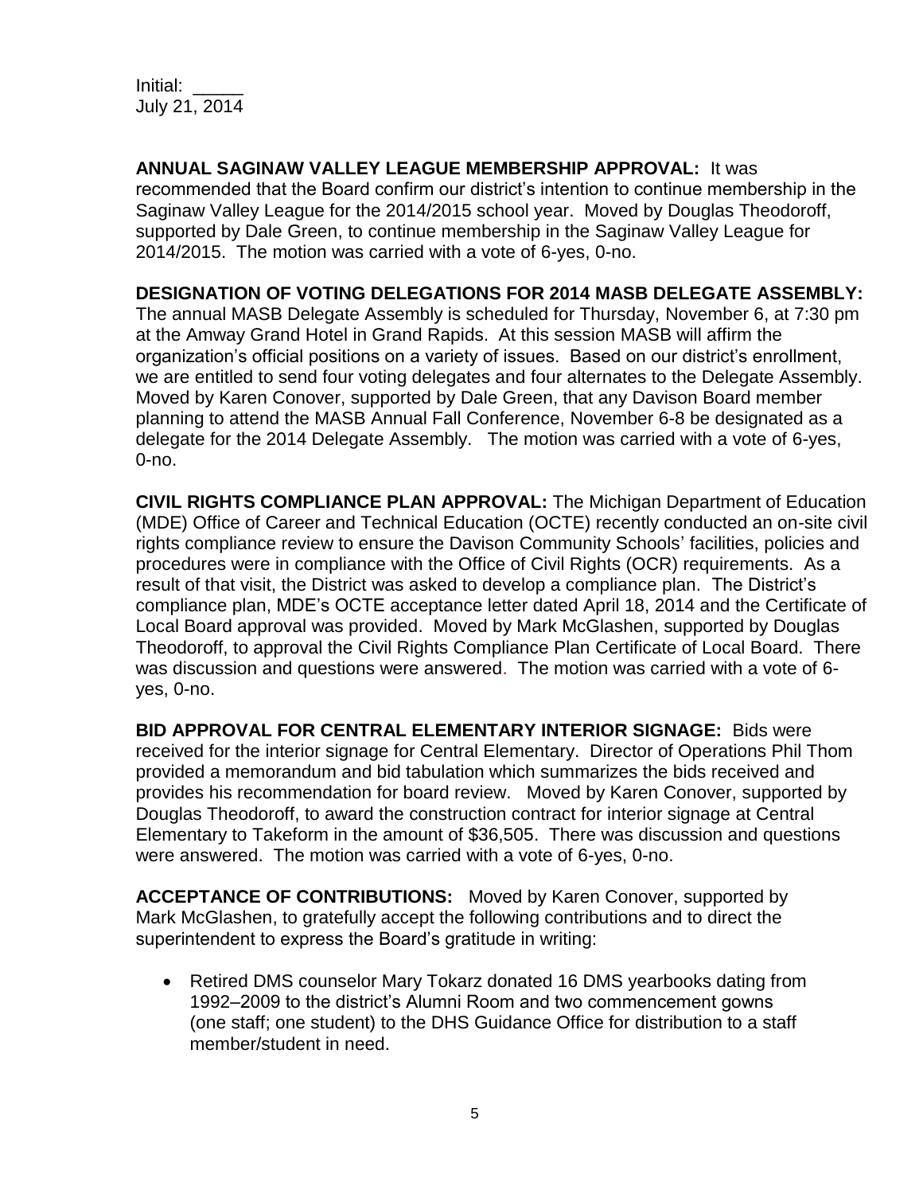Initial: _____
July 21, 2014

**ANNUAL SAGINAW VALLEY LEAGUE MEMBERSHIP APPROVAL:** It was recommended that the Board confirm our district's intention to continue membership in the Saginaw Valley League for the 2014/2015 school year. Moved by Douglas Theodoroff, supported by Dale Green, to continue membership in the Saginaw Valley League for 2014/2015. The motion was carried with a vote of 6-yes, 0-no.

**DESIGNATION OF VOTING DELEGATIONS FOR 2014 MASB DELEGATE ASSEMBLY:** The annual MASB Delegate Assembly is scheduled for Thursday, November 6, at 7:30 pm at the Amway Grand Hotel in Grand Rapids. At this session MASB will affirm the organization's official positions on a variety of issues. Based on our district's enrollment, we are entitled to send four voting delegates and four alternates to the Delegate Assembly. Moved by Karen Conover, supported by Dale Green, that any Davison Board member planning to attend the MASB Annual Fall Conference, November 6-8 be designated as a delegate for the 2014 Delegate Assembly. The motion was carried with a vote of 6-yes, 0-no.

**CIVIL RIGHTS COMPLIANCE PLAN APPROVAL:** The Michigan Department of Education (MDE) Office of Career and Technical Education (OCTE) recently conducted an on-site civil rights compliance review to ensure the Davison Community Schools' facilities, policies and procedures were in compliance with the Office of Civil Rights (OCR) requirements. As a result of that visit, the District was asked to develop a compliance plan. The District's compliance plan, MDE's OCTE acceptance letter dated April 18, 2014 and the Certificate of Local Board approval was provided. Moved by Mark McGlashen, supported by Douglas Theodoroff, to approval the Civil Rights Compliance Plan Certificate of Local Board. There was discussion and questions were answered. The motion was carried with a vote of 6-yes, 0-no.

**BID APPROVAL FOR CENTRAL ELEMENTARY INTERIOR SIGNAGE:** Bids were received for the interior signage for Central Elementary. Director of Operations Phil Thom provided a memorandum and bid tabulation which summarizes the bids received and provides his recommendation for board review. Moved by Karen Conover, supported by Douglas Theodoroff, to award the construction contract for interior signage at Central Elementary to Takeform in the amount of $36,505. There was discussion and questions were answered. The motion was carried with a vote of 6-yes, 0-no.

**ACCEPTANCE OF CONTRIBUTIONS:** Moved by Karen Conover, supported by Mark McGlashen, to gratefully accept the following contributions and to direct the superintendent to express the Board's gratitude in writing:

- Retired DMS counselor Mary Tokarz donated 16 DMS yearbooks dating from 1992–2009 to the district's Alumni Room and two commencement gowns (one staff; one student) to the DHS Guidance Office for distribution to a staff member/student in need.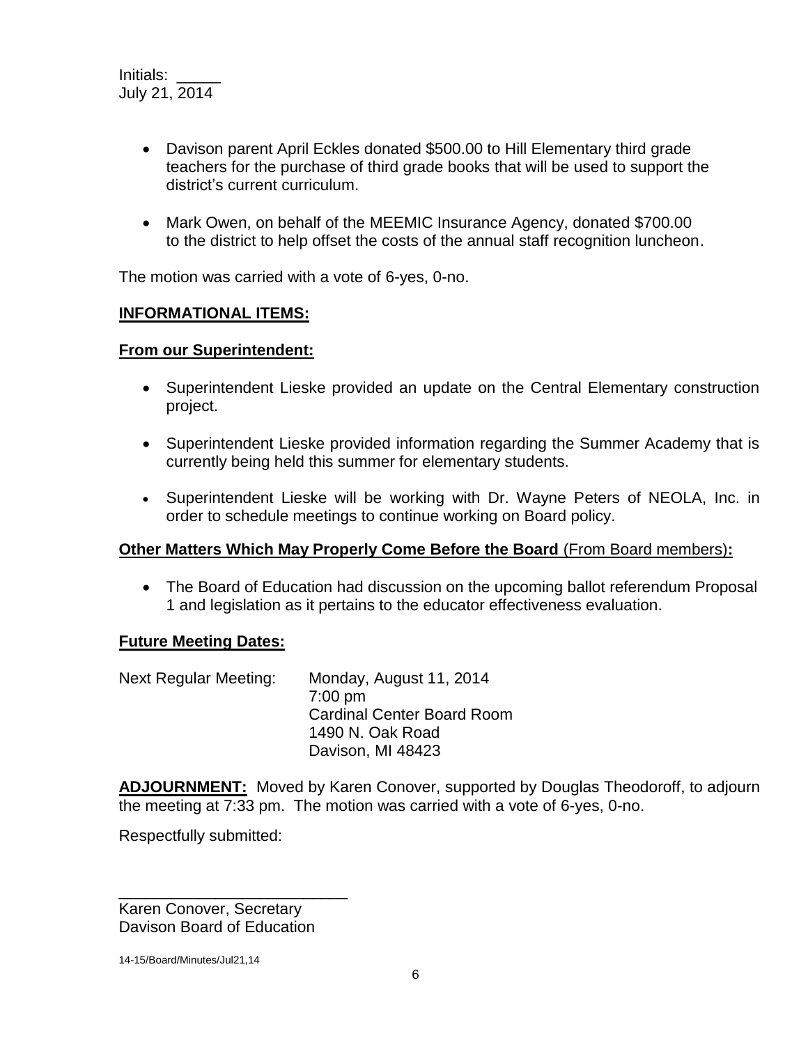Initials: _____
July 21, 2014

- Davison parent April Eckles donated $500.00 to Hill Elementary third grade teachers for the purchase of third grade books that will be used to support the district's current curriculum.

- Mark Owen, on behalf of the MEEMIC Insurance Agency, donated $700.00 to the district to help offset the costs of the annual staff recognition luncheon.

The motion was carried with a vote of 6-yes, 0-no.

**INFORMATIONAL ITEMS:**

**From our Superintendent:**

- Superintendent Lieske provided an update on the Central Elementary construction project.

- Superintendent Lieske provided information regarding the Summer Academy that is currently being held this summer for elementary students.

- Superintendent Lieske will be working with Dr. Wayne Peters of NEOLA, Inc. in order to schedule meetings to continue working on Board policy.

**Other Matters Which May Properly Come Before the Board** (From Board members)**:**

- The Board of Education had discussion on the upcoming ballot referendum Proposal 1 and legislation as it pertains to the educator effectiveness evaluation.

**Future Meeting Dates:**

Next Regular Meeting: Monday, August 11, 2014
7:00 pm
Cardinal Center Board Room
1490 N. Oak Road
Davison, MI 48423

**ADJOURNMENT:** Moved by Karen Conover, supported by Douglas Theodoroff, to adjourn the meeting at 7:33 pm. The motion was carried with a vote of 6-yes, 0-no.

Respectfully submitted:

___________________________
Karen Conover, Secretary
Davison Board of Education

14-15/Board/Minutes/Jul21,14